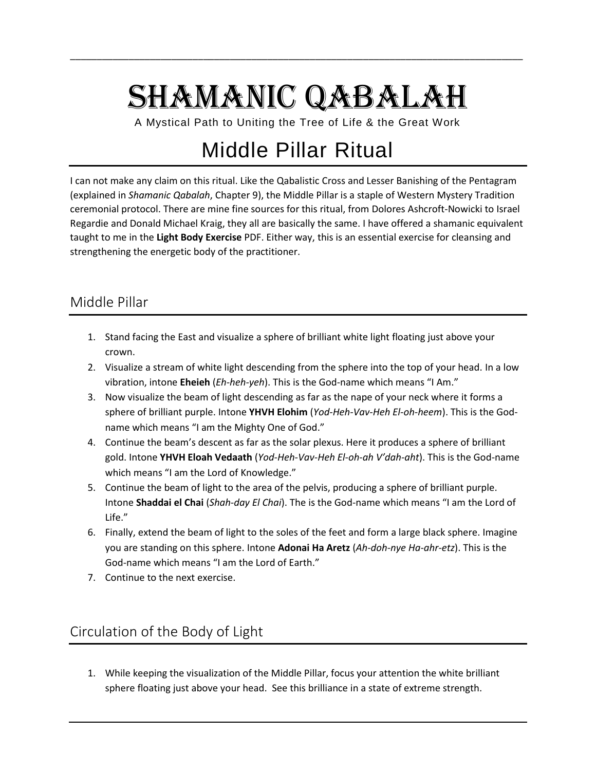# Shamanic Qabalah

A Mystical Path to Uniting the Tree of Life & the Great Work

# Middle Pillar Ritual

I can not make any claim on this ritual. Like the Qabalistic Cross and Lesser Banishing of the Pentagram (explained in *Shamanic Qabalah*, Chapter 9), the Middle Pillar is a staple of Western Mystery Tradition ceremonial protocol. There are mine fine sources for this ritual, from Dolores Ashcroft-Nowicki to Israel Regardie and Donald Michael Kraig, they all are basically the same. I have offered a shamanic equivalent taught to me in the **Light Body Exercise** PDF. Either way, this is an essential exercise for cleansing and strengthening the energetic body of the practitioner.

## Middle Pillar

1. Stand facing the East and visualize a sphere of brilliant white light floating just above your crown.
2. Visualize a stream of white light descending from the sphere into the top of your head. In a low vibration, intone **Eheieh** (*Eh-heh-yeh*). This is the God-name which means "I Am."
3. Now visualize the beam of light descending as far as the nape of your neck where it forms a sphere of brilliant purple. Intone **YHVH Elohim** (*Yod-Heh-Vav-Heh El-oh-heem*). This is the God-name which means "I am the Mighty One of God."
4. Continue the beam's descent as far as the solar plexus. Here it produces a sphere of brilliant gold. Intone **YHVH Eloah Vedaath** (*Yod-Heh-Vav-Heh El-oh-ah V'dah-aht*). This is the God-name which means "I am the Lord of Knowledge."
5. Continue the beam of light to the area of the pelvis, producing a sphere of brilliant purple. Intone **Shaddai el Chai** (*Shah-day El Chai*). The is the God-name which means "I am the Lord of Life."
6. Finally, extend the beam of light to the soles of the feet and form a large black sphere. Imagine you are standing on this sphere. Intone **Adonai Ha Aretz** (*Ah-doh-nye Ha-ahr-etz*). This is the God-name which means "I am the Lord of Earth."
7. Continue to the next exercise.

## Circulation of the Body of Light

1. While keeping the visualization of the Middle Pillar, focus your attention the white brilliant sphere floating just above your head. See this brilliance in a state of extreme strength.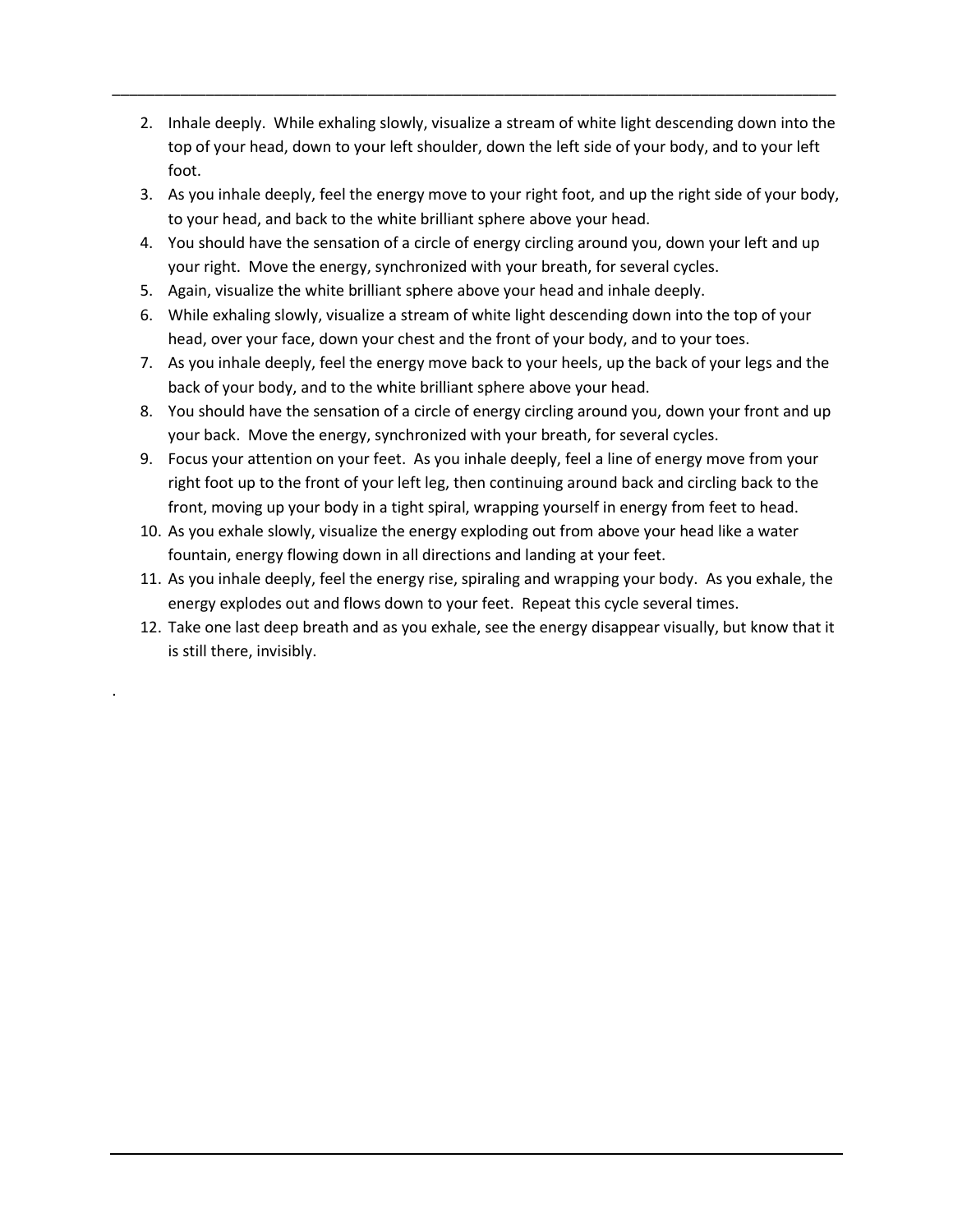2. Inhale deeply.  While exhaling slowly, visualize a stream of white light descending down into the top of your head, down to your left shoulder, down the left side of your body, and to your left foot.
3. As you inhale deeply, feel the energy move to your right foot, and up the right side of your body, to your head, and back to the white brilliant sphere above your head.
4. You should have the sensation of a circle of energy circling around you, down your left and up your right.  Move the energy, synchronized with your breath, for several cycles.
5. Again, visualize the white brilliant sphere above your head and inhale deeply.
6. While exhaling slowly, visualize a stream of white light descending down into the top of your head, over your face, down your chest and the front of your body, and to your toes.
7. As you inhale deeply, feel the energy move back to your heels, up the back of your legs and the back of your body, and to the white brilliant sphere above your head.
8. You should have the sensation of a circle of energy circling around you, down your front and up your back.  Move the energy, synchronized with your breath, for several cycles.
9. Focus your attention on your feet.  As you inhale deeply, feel a line of energy move from your right foot up to the front of your left leg, then continuing around back and circling back to the front, moving up your body in a tight spiral, wrapping yourself in energy from feet to head.
10. As you exhale slowly, visualize the energy exploding out from above your head like a water fountain, energy flowing down in all directions and landing at your feet.
11. As you inhale deeply, feel the energy rise, spiraling and wrapping your body.  As you exhale, the energy explodes out and flows down to your feet.  Repeat this cycle several times.
12. Take one last deep breath and as you exhale, see the energy disappear visually, but know that it is still there, invisibly.

.